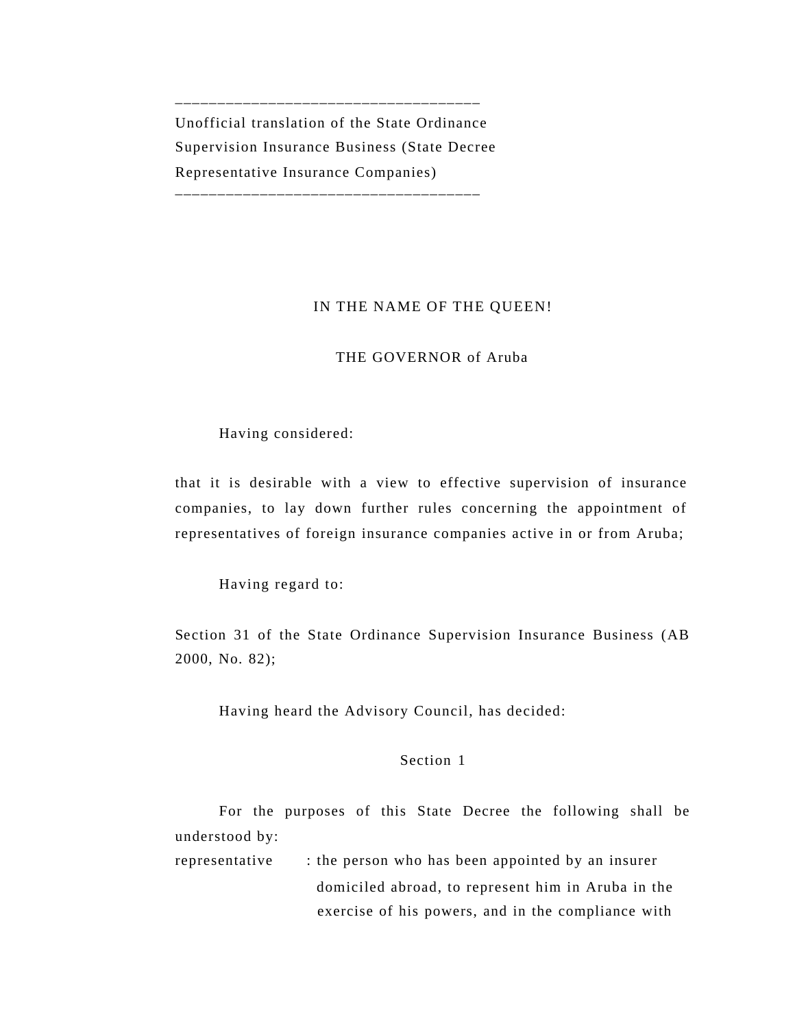---

Unofficial translation of the State Ordinance Supervision Insurance Business (State Decree Representative Insurance Companies)

---

IN THE NAME OF THE QUEEN!

THE GOVERNOR of Aruba

Having considered:

that it is desirable with a view to effective supervision of insurance companies, to lay down further rules concerning the appointment of representatives of foreign insurance companies active in or from Aruba;

Having regard to:

Section 31 of the State Ordinance Supervision Insurance Business (AB 2000, No. 82);

Having heard the Advisory Council, has decided:

## Section 1

For the purposes of this State Decree the following shall be understood by:

representative : the person who has been appointed by an insurer domiciled abroad, to represent him in Aruba in the exercise of his powers, and in the compliance with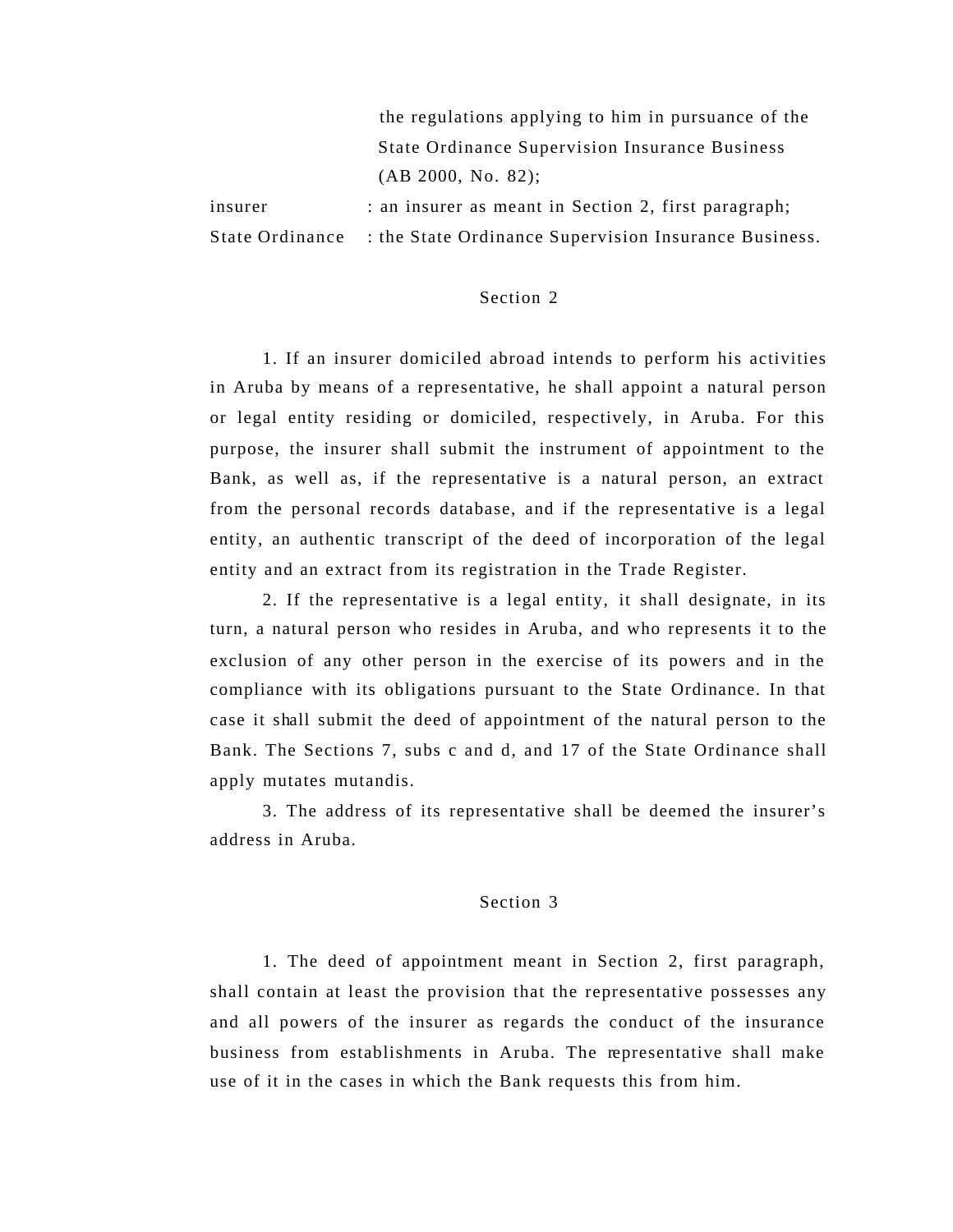the regulations applying to him in pursuance of the State Ordinance Supervision Insurance Business (AB 2000, No. 82);

insurer : an insurer as meant in Section 2, first paragraph;

State Ordinance : the State Ordinance Supervision Insurance Business.

## Section 2

1. If an insurer domiciled abroad intends to perform his activities in Aruba by means of a representative, he shall appoint a natural person or legal entity residing or domiciled, respectively, in Aruba. For this purpose, the insurer shall submit the instrument of appointment to the Bank, as well as, if the representative is a natural person, an extract from the personal records database, and if the representative is a legal entity, an authentic transcript of the deed of incorporation of the legal entity and an extract from its registration in the Trade Register.

2. If the representative is a legal entity, it shall designate, in its turn, a natural person who resides in Aruba, and who represents it to the exclusion of any other person in the exercise of its powers and in the compliance with its obligations pursuant to the State Ordinance. In that case it shall submit the deed of appointment of the natural person to the Bank. The Sections 7, subs c and d, and 17 of the State Ordinance shall apply mutates mutandis.

3. The address of its representative shall be deemed the insurer's address in Aruba.

## Section 3

1. The deed of appointment meant in Section 2, first paragraph, shall contain at least the provision that the representative possesses any and all powers of the insurer as regards the conduct of the insurance business from establishments in Aruba. The representative shall make use of it in the cases in which the Bank requests this from him.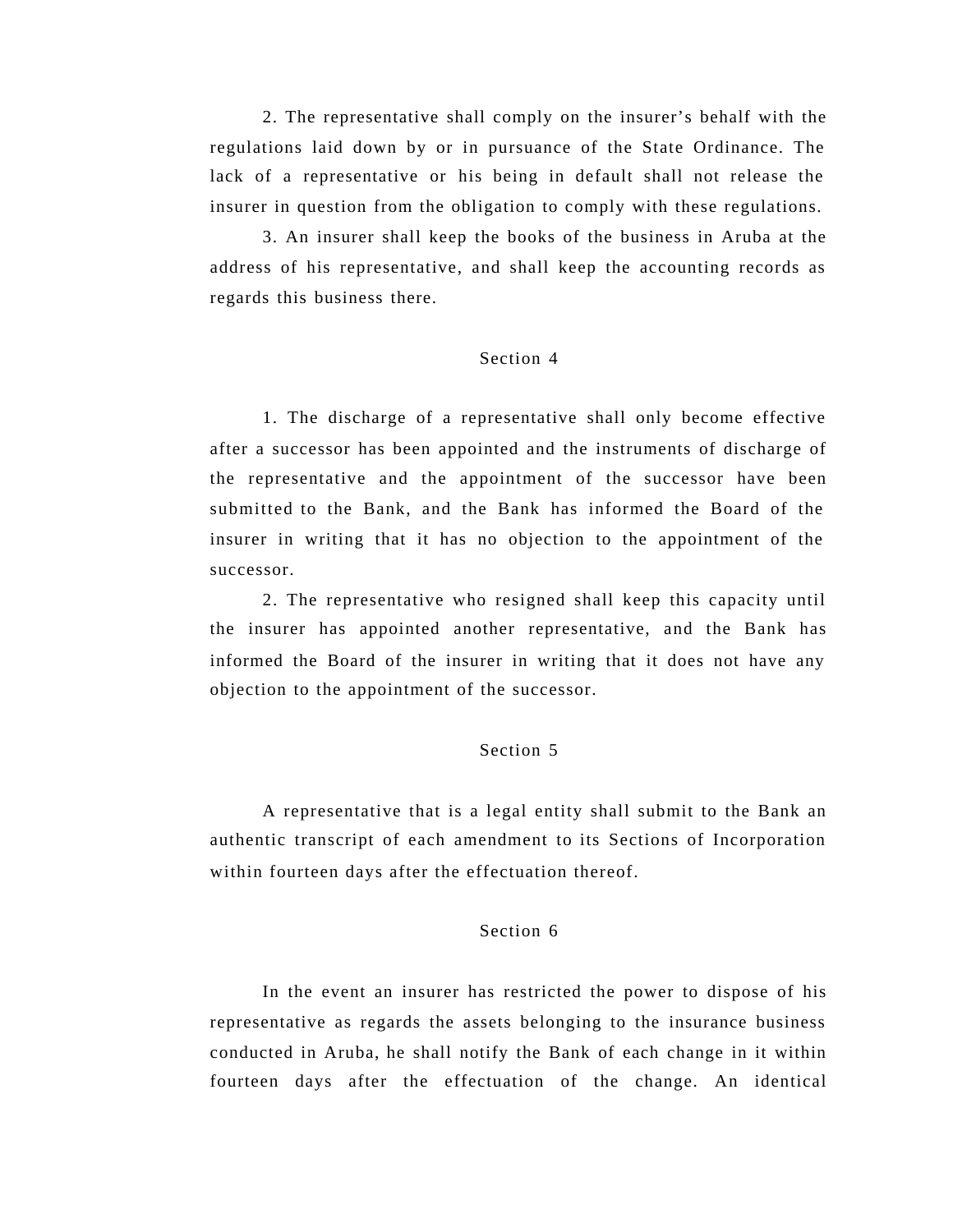2. The representative shall comply on the insurer's behalf with the regulations laid down by or in pursuance of the State Ordinance. The lack of a representative or his being in default shall not release the insurer in question from the obligation to comply with these regulations.

3. An insurer shall keep the books of the business in Aruba at the address of his representative, and shall keep the accounting records as regards this business there.

## Section 4

1. The discharge of a representative shall only become effective after a successor has been appointed and the instruments of discharge of the representative and the appointment of the successor have been submitted to the Bank, and the Bank has informed the Board of the insurer in writing that it has no objection to the appointment of the successor.

2. The representative who resigned shall keep this capacity until the insurer has appointed another representative, and the Bank has informed the Board of the insurer in writing that it does not have any objection to the appointment of the successor.

## Section 5

A representative that is a legal entity shall submit to the Bank an authentic transcript of each amendment to its Sections of Incorporation within fourteen days after the effectuation thereof.

## Section 6

In the event an insurer has restricted the power to dispose of his representative as regards the assets belonging to the insurance business conducted in Aruba, he shall notify the Bank of each change in it within fourteen days after the effectuation of the change. An identical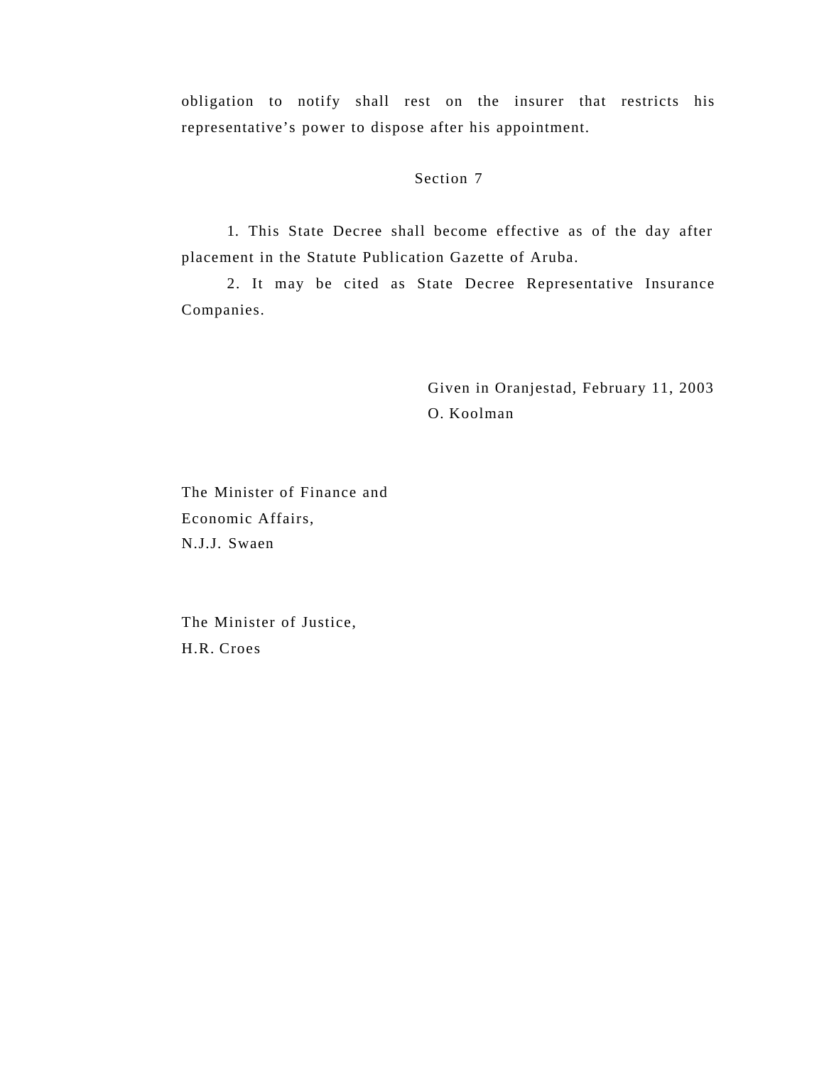obligation to notify shall rest on the insurer that restricts his representative's power to dispose after his appointment.

## Section 7

1. This State Decree shall become effective as of the day after placement in the Statute Publication Gazette of Aruba.
2. It may be cited as State Decree Representative Insurance Companies.

Given in Oranjestad, February 11, 2003
O. Koolman

The Minister of Finance and
Economic Affairs,
N.J.J. Swaen

The Minister of Justice,
H.R. Croes